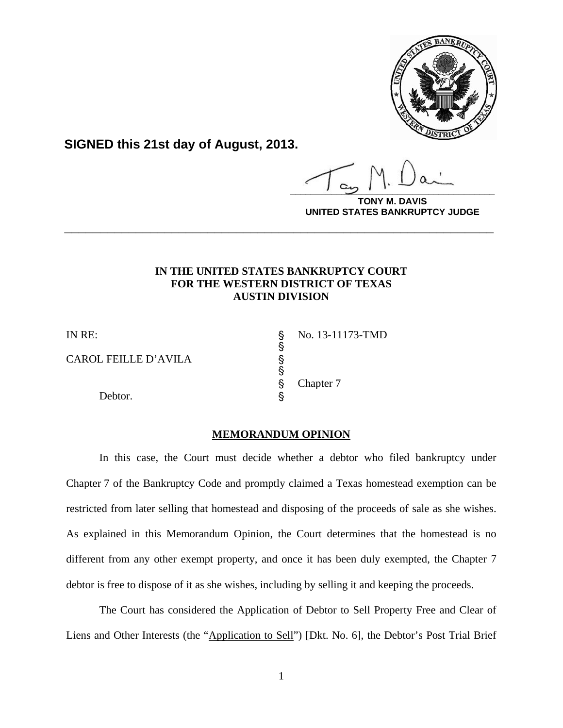**SIGNED this 21st day of August, 2013.**

**TONY M. DAVIS**
**UNITED STATES BANKRUPTCY JUDGE**

---

**IN THE UNITED STATES BANKRUPTCY COURT**
**FOR THE WESTERN DISTRICT OF TEXAS**
**AUSTIN DIVISION**

| | | |
|---|---|---|
| IN RE: | § | No. 13-11173-TMD |
| | § | |
| CAROL FEILLE D'AVILA | § | |
| | § | |
| | § | Chapter 7 |
| Debtor. | § | |

**MEMORANDUM OPINION**

In this case, the Court must decide whether a debtor who filed bankruptcy under Chapter 7 of the Bankruptcy Code and promptly claimed a Texas homestead exemption can be restricted from later selling that homestead and disposing of the proceeds of sale as she wishes. As explained in this Memorandum Opinion, the Court determines that the homestead is no different from any other exempt property, and once it has been duly exempted, the Chapter 7 debtor is free to dispose of it as she wishes, including by selling it and keeping the proceeds.

The Court has considered the Application of Debtor to Sell Property Free and Clear of Liens and Other Interests (the "Application to Sell") [Dkt. No. 6], the Debtor's Post Trial Brief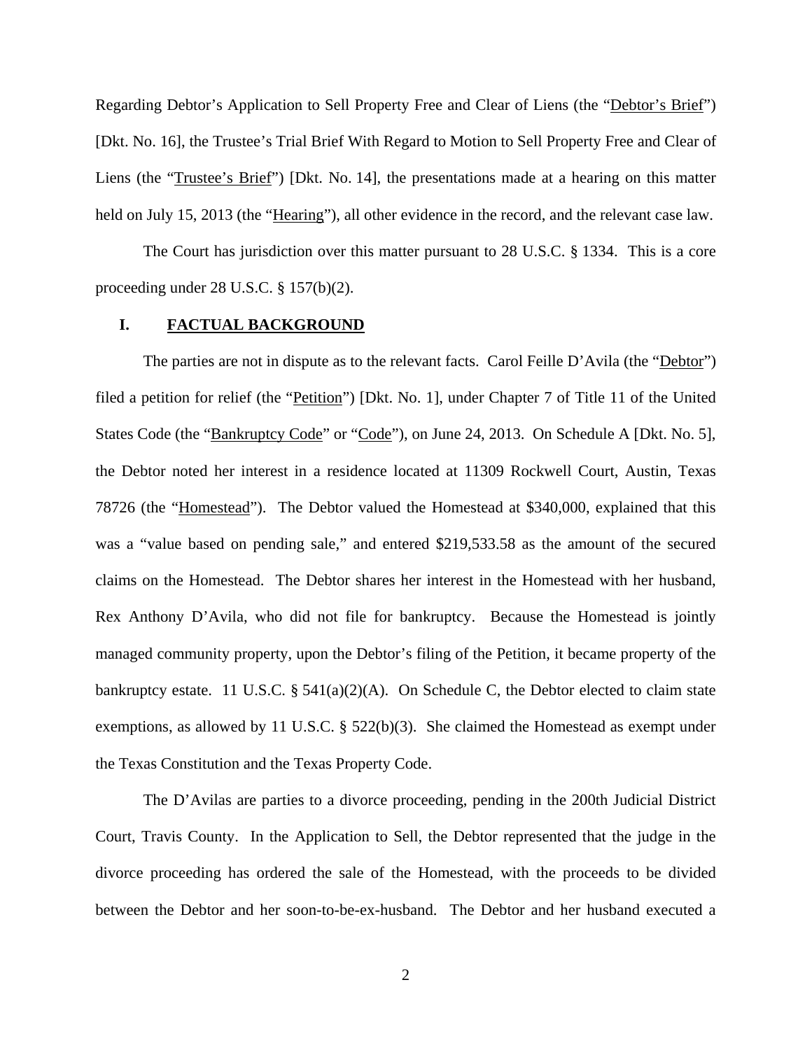Regarding Debtor's Application to Sell Property Free and Clear of Liens (the "Debtor's Brief") [Dkt. No. 16], the Trustee's Trial Brief With Regard to Motion to Sell Property Free and Clear of Liens (the "Trustee's Brief") [Dkt. No. 14], the presentations made at a hearing on this matter held on July 15, 2013 (the "Hearing"), all other evidence in the record, and the relevant case law.

The Court has jurisdiction over this matter pursuant to 28 U.S.C. § 1334. This is a core proceeding under 28 U.S.C. § 157(b)(2).

## I. FACTUAL BACKGROUND

The parties are not in dispute as to the relevant facts. Carol Feille D'Avila (the "Debtor") filed a petition for relief (the "Petition") [Dkt. No. 1], under Chapter 7 of Title 11 of the United States Code (the "Bankruptcy Code" or "Code"), on June 24, 2013. On Schedule A [Dkt. No. 5], the Debtor noted her interest in a residence located at 11309 Rockwell Court, Austin, Texas 78726 (the "Homestead"). The Debtor valued the Homestead at $340,000, explained that this was a "value based on pending sale," and entered $219,533.58 as the amount of the secured claims on the Homestead. The Debtor shares her interest in the Homestead with her husband, Rex Anthony D'Avila, who did not file for bankruptcy. Because the Homestead is jointly managed community property, upon the Debtor's filing of the Petition, it became property of the bankruptcy estate. 11 U.S.C. § 541(a)(2)(A). On Schedule C, the Debtor elected to claim state exemptions, as allowed by 11 U.S.C. § 522(b)(3). She claimed the Homestead as exempt under the Texas Constitution and the Texas Property Code.

The D'Avilas are parties to a divorce proceeding, pending in the 200th Judicial District Court, Travis County. In the Application to Sell, the Debtor represented that the judge in the divorce proceeding has ordered the sale of the Homestead, with the proceeds to be divided between the Debtor and her soon-to-be-ex-husband. The Debtor and her husband executed a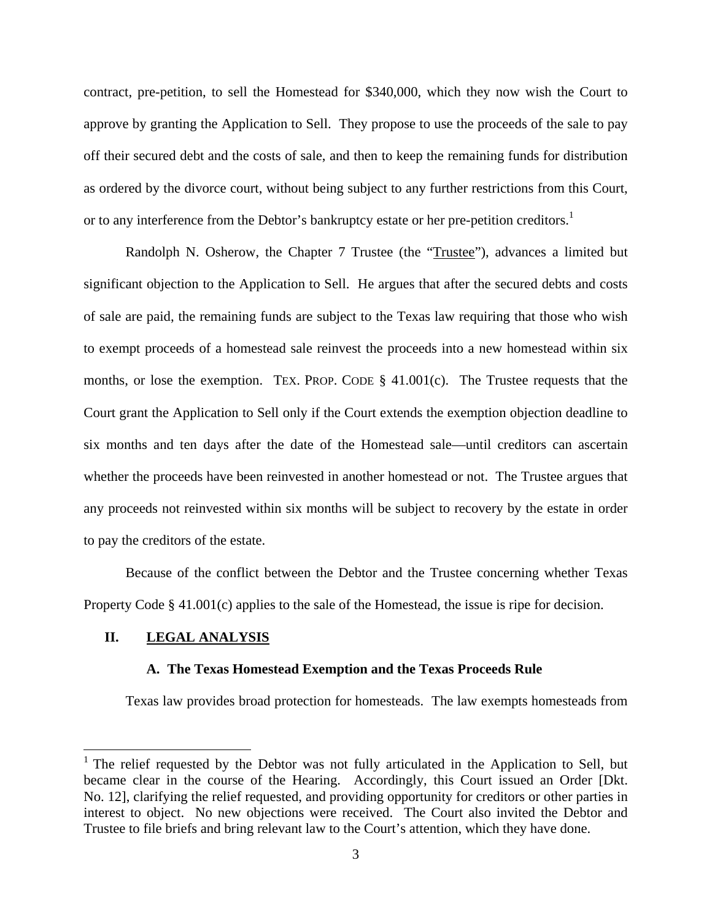contract, pre-petition, to sell the Homestead for $340,000, which they now wish the Court to approve by granting the Application to Sell. They propose to use the proceeds of the sale to pay off their secured debt and the costs of sale, and then to keep the remaining funds for distribution as ordered by the divorce court, without being subject to any further restrictions from this Court, or to any interference from the Debtor's bankruptcy estate or her pre-petition creditors.[1]

Randolph N. Osherow, the Chapter 7 Trustee (the "Trustee"), advances a limited but significant objection to the Application to Sell. He argues that after the secured debts and costs of sale are paid, the remaining funds are subject to the Texas law requiring that those who wish to exempt proceeds of a homestead sale reinvest the proceeds into a new homestead within six months, or lose the exemption. TEX. PROP. CODE § 41.001(c). The Trustee requests that the Court grant the Application to Sell only if the Court extends the exemption objection deadline to six months and ten days after the date of the Homestead sale—until creditors can ascertain whether the proceeds have been reinvested in another homestead or not. The Trustee argues that any proceeds not reinvested within six months will be subject to recovery by the estate in order to pay the creditors of the estate.

Because of the conflict between the Debtor and the Trustee concerning whether Texas Property Code § 41.001(c) applies to the sale of the Homestead, the issue is ripe for decision.

## II. LEGAL ANALYSIS

### A. The Texas Homestead Exemption and the Texas Proceeds Rule

Texas law provides broad protection for homesteads. The law exempts homesteads from

[1] The relief requested by the Debtor was not fully articulated in the Application to Sell, but became clear in the course of the Hearing. Accordingly, this Court issued an Order [Dkt. No. 12], clarifying the relief requested, and providing opportunity for creditors or other parties in interest to object. No new objections were received. The Court also invited the Debtor and Trustee to file briefs and bring relevant law to the Court's attention, which they have done.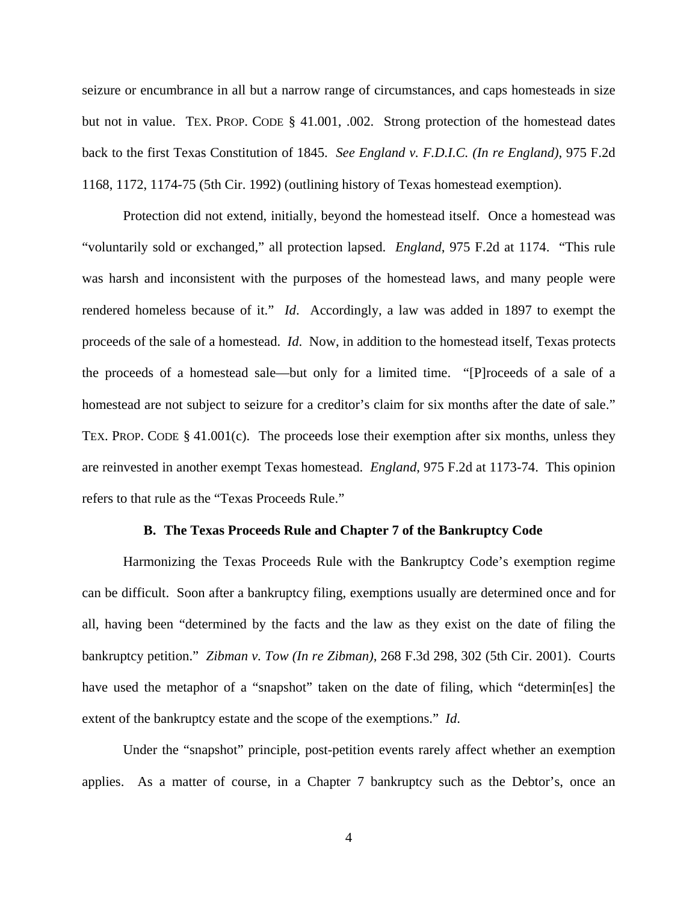seizure or encumbrance in all but a narrow range of circumstances, and caps homesteads in size but not in value. TEX. PROP. CODE § 41.001, .002. Strong protection of the homestead dates back to the first Texas Constitution of 1845. *See England v. F.D.I.C. (In re England)*, 975 F.2d 1168, 1172, 1174-75 (5th Cir. 1992) (outlining history of Texas homestead exemption).

Protection did not extend, initially, beyond the homestead itself. Once a homestead was "voluntarily sold or exchanged," all protection lapsed. *England*, 975 F.2d at 1174. "This rule was harsh and inconsistent with the purposes of the homestead laws, and many people were rendered homeless because of it." *Id*. Accordingly, a law was added in 1897 to exempt the proceeds of the sale of a homestead. *Id*. Now, in addition to the homestead itself, Texas protects the proceeds of a homestead sale—but only for a limited time. "[P]roceeds of a sale of a homestead are not subject to seizure for a creditor's claim for six months after the date of sale." TEX. PROP. CODE § 41.001(c). The proceeds lose their exemption after six months, unless they are reinvested in another exempt Texas homestead. *England,* 975 F.2d at 1173-74. This opinion refers to that rule as the "Texas Proceeds Rule."

### B. The Texas Proceeds Rule and Chapter 7 of the Bankruptcy Code

Harmonizing the Texas Proceeds Rule with the Bankruptcy Code's exemption regime can be difficult. Soon after a bankruptcy filing, exemptions usually are determined once and for all, having been "determined by the facts and the law as they exist on the date of filing the bankruptcy petition." *Zibman v. Tow (In re Zibman)*, 268 F.3d 298, 302 (5th Cir. 2001). Courts have used the metaphor of a "snapshot" taken on the date of filing, which "determin[es] the extent of the bankruptcy estate and the scope of the exemptions." *Id.*

Under the "snapshot" principle, post-petition events rarely affect whether an exemption applies. As a matter of course, in a Chapter 7 bankruptcy such as the Debtor's, once an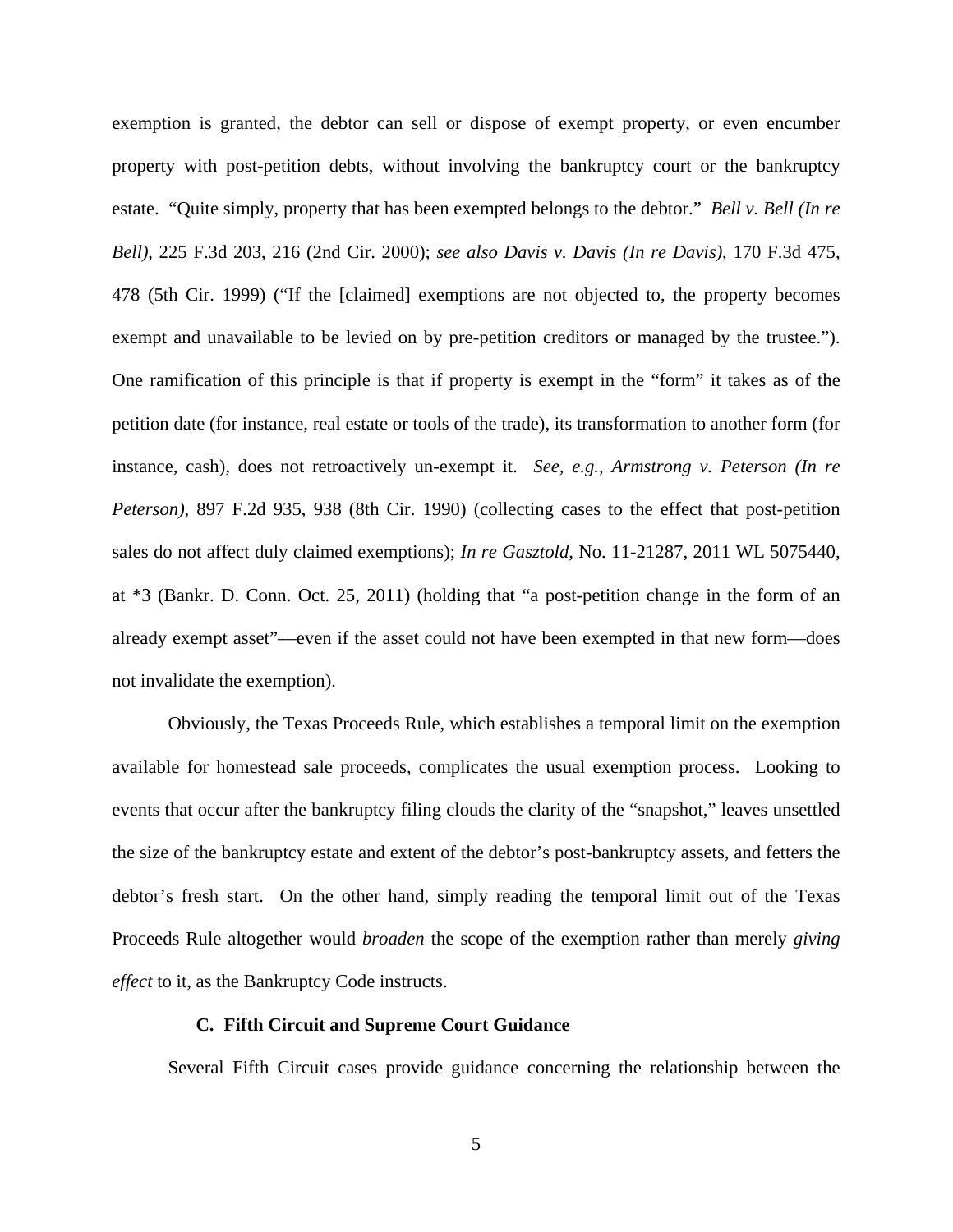exemption is granted, the debtor can sell or dispose of exempt property, or even encumber property with post-petition debts, without involving the bankruptcy court or the bankruptcy estate. "Quite simply, property that has been exempted belongs to the debtor." *Bell v. Bell (In re Bell)*, 225 F.3d 203, 216 (2nd Cir. 2000); *see also Davis v. Davis (In re Davis)*, 170 F.3d 475, 478 (5th Cir. 1999) ("If the [claimed] exemptions are not objected to, the property becomes exempt and unavailable to be levied on by pre-petition creditors or managed by the trustee."). One ramification of this principle is that if property is exempt in the "form" it takes as of the petition date (for instance, real estate or tools of the trade), its transformation to another form (for instance, cash), does not retroactively un-exempt it. *See, e.g.*, *Armstrong v. Peterson (In re Peterson)*, 897 F.2d 935, 938 (8th Cir. 1990) (collecting cases to the effect that post-petition sales do not affect duly claimed exemptions); *In re Gasztold*, No. 11-21287, 2011 WL 5075440, at *3 (Bankr. D. Conn. Oct. 25, 2011) (holding that "a post-petition change in the form of an already exempt asset"—even if the asset could not have been exempted in that new form—does not invalidate the exemption).

Obviously, the Texas Proceeds Rule, which establishes a temporal limit on the exemption available for homestead sale proceeds, complicates the usual exemption process. Looking to events that occur after the bankruptcy filing clouds the clarity of the "snapshot," leaves unsettled the size of the bankruptcy estate and extent of the debtor's post-bankruptcy assets, and fetters the debtor's fresh start. On the other hand, simply reading the temporal limit out of the Texas Proceeds Rule altogether would *broaden* the scope of the exemption rather than merely *giving effect* to it, as the Bankruptcy Code instructs.

### C. Fifth Circuit and Supreme Court Guidance

Several Fifth Circuit cases provide guidance concerning the relationship between the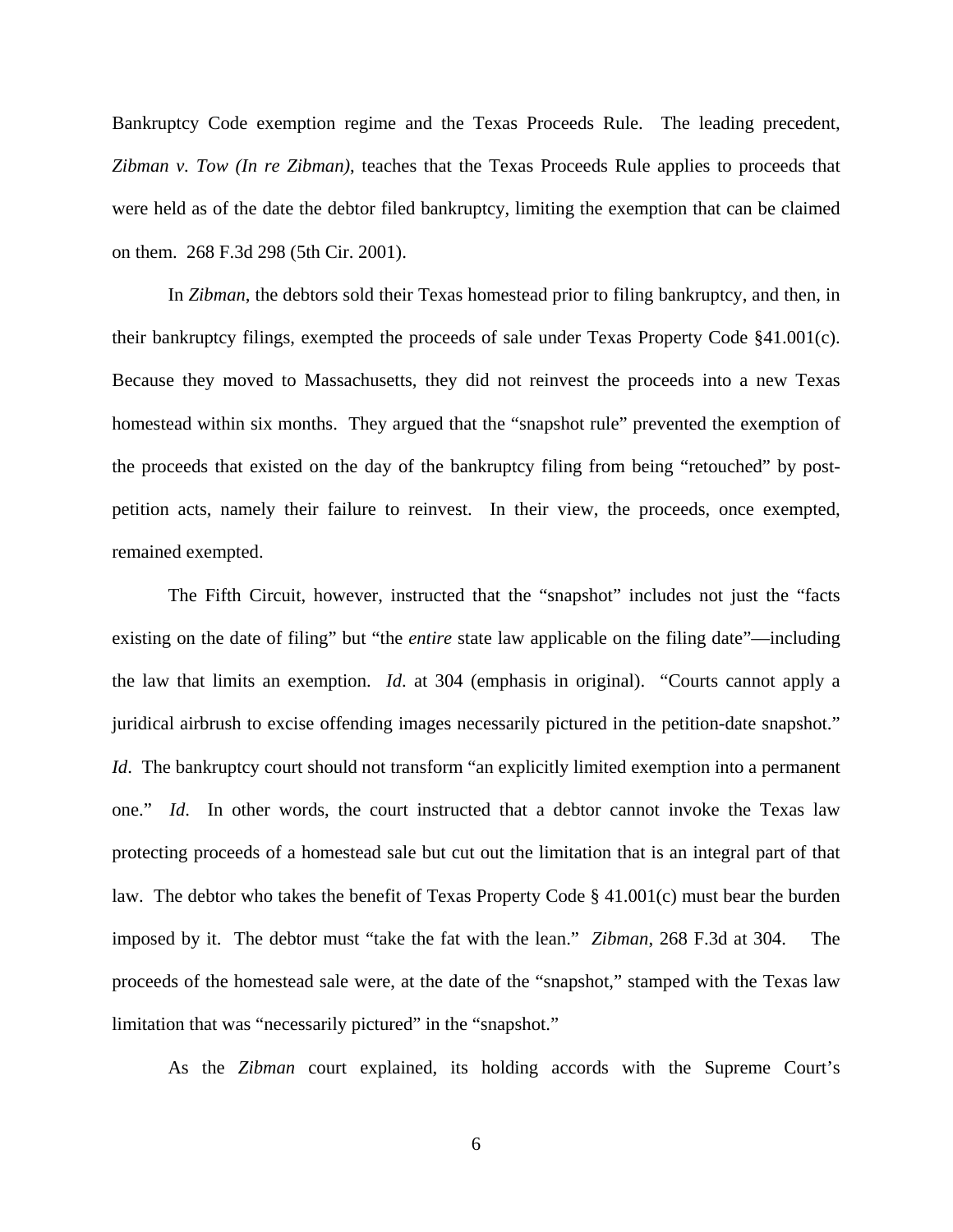Bankruptcy Code exemption regime and the Texas Proceeds Rule. The leading precedent, *Zibman v. Tow (In re Zibman)*, teaches that the Texas Proceeds Rule applies to proceeds that were held as of the date the debtor filed bankruptcy, limiting the exemption that can be claimed on them. 268 F.3d 298 (5th Cir. 2001).

In *Zibman*, the debtors sold their Texas homestead prior to filing bankruptcy, and then, in their bankruptcy filings, exempted the proceeds of sale under Texas Property Code §41.001(c). Because they moved to Massachusetts, they did not reinvest the proceeds into a new Texas homestead within six months. They argued that the "snapshot rule" prevented the exemption of the proceeds that existed on the day of the bankruptcy filing from being "retouched" by post-petition acts, namely their failure to reinvest. In their view, the proceeds, once exempted, remained exempted.

The Fifth Circuit, however, instructed that the "snapshot" includes not just the "facts existing on the date of filing" but "the *entire* state law applicable on the filing date"—including the law that limits an exemption. *Id*. at 304 (emphasis in original). "Courts cannot apply a juridical airbrush to excise offending images necessarily pictured in the petition-date snapshot." *Id*. The bankruptcy court should not transform "an explicitly limited exemption into a permanent one." *Id*. In other words, the court instructed that a debtor cannot invoke the Texas law protecting proceeds of a homestead sale but cut out the limitation that is an integral part of that law. The debtor who takes the benefit of Texas Property Code § 41.001(c) must bear the burden imposed by it. The debtor must "take the fat with the lean." *Zibman*, 268 F.3d at 304. The proceeds of the homestead sale were, at the date of the "snapshot," stamped with the Texas law limitation that was "necessarily pictured" in the "snapshot."

As the *Zibman* court explained, its holding accords with the Supreme Court's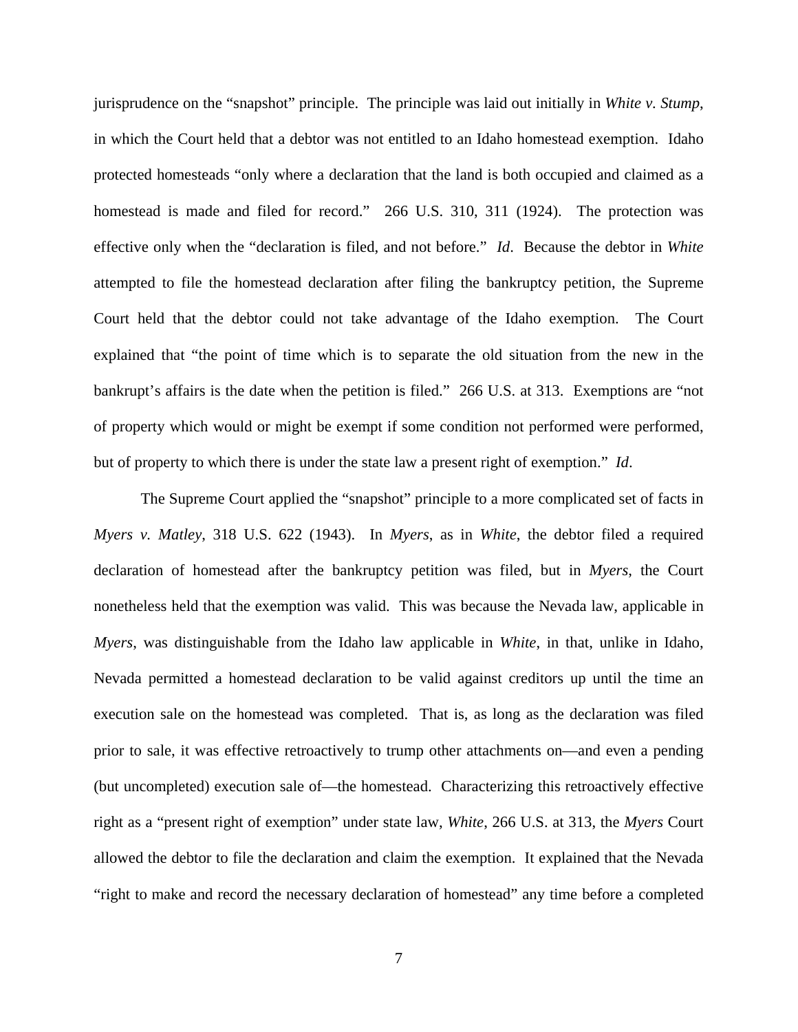jurisprudence on the "snapshot" principle. The principle was laid out initially in *White v. Stump*, in which the Court held that a debtor was not entitled to an Idaho homestead exemption. Idaho protected homesteads "only where a declaration that the land is both occupied and claimed as a homestead is made and filed for record." 266 U.S. 310, 311 (1924). The protection was effective only when the "declaration is filed, and not before." *Id*. Because the debtor in *White* attempted to file the homestead declaration after filing the bankruptcy petition, the Supreme Court held that the debtor could not take advantage of the Idaho exemption. The Court explained that "the point of time which is to separate the old situation from the new in the bankrupt's affairs is the date when the petition is filed." 266 U.S. at 313. Exemptions are "not of property which would or might be exempt if some condition not performed were performed, but of property to which there is under the state law a present right of exemption." *Id*.

The Supreme Court applied the "snapshot" principle to a more complicated set of facts in *Myers v. Matley*, 318 U.S. 622 (1943). In *Myers*, as in *White*, the debtor filed a required declaration of homestead after the bankruptcy petition was filed, but in *Myers*, the Court nonetheless held that the exemption was valid. This was because the Nevada law, applicable in *Myers*, was distinguishable from the Idaho law applicable in *White*, in that, unlike in Idaho, Nevada permitted a homestead declaration to be valid against creditors up until the time an execution sale on the homestead was completed. That is, as long as the declaration was filed prior to sale, it was effective retroactively to trump other attachments on—and even a pending (but uncompleted) execution sale of—the homestead. Characterizing this retroactively effective right as a "present right of exemption" under state law, *White*, 266 U.S. at 313, the *Myers* Court allowed the debtor to file the declaration and claim the exemption. It explained that the Nevada "right to make and record the necessary declaration of homestead" any time before a completed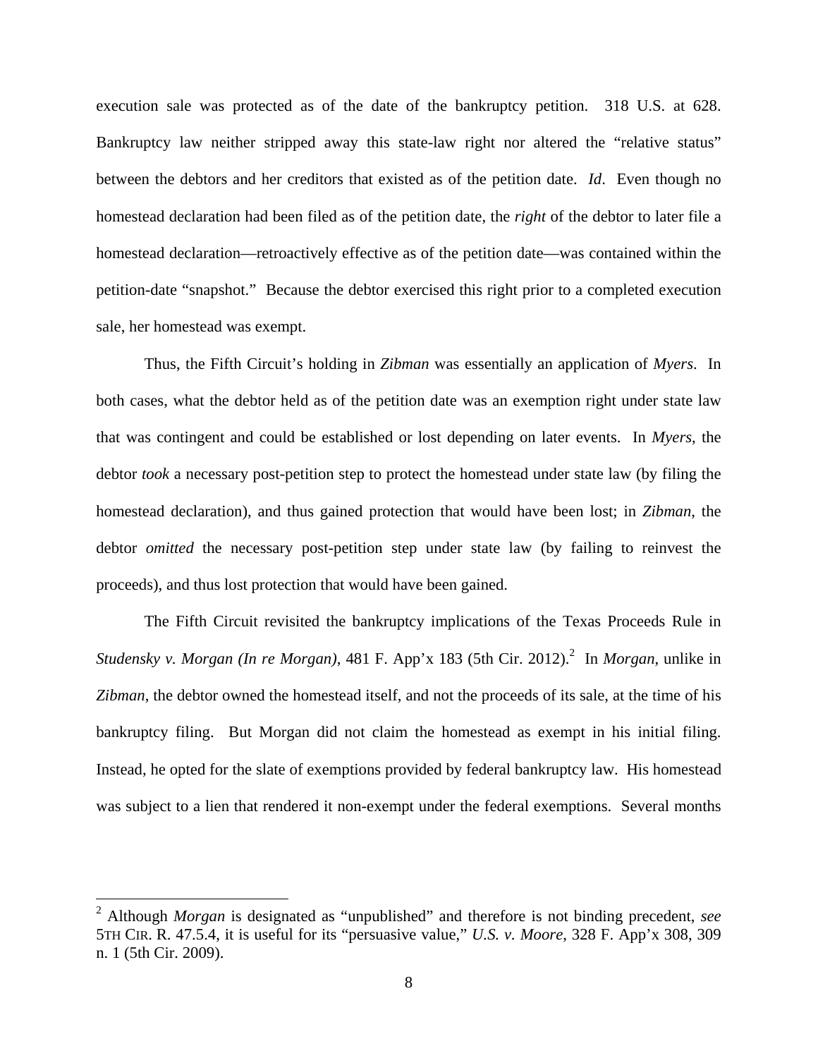execution sale was protected as of the date of the bankruptcy petition. 318 U.S. at 628. Bankruptcy law neither stripped away this state-law right nor altered the "relative status" between the debtors and her creditors that existed as of the petition date. *Id*. Even though no homestead declaration had been filed as of the petition date, the *right* of the debtor to later file a homestead declaration—retroactively effective as of the petition date—was contained within the petition-date "snapshot." Because the debtor exercised this right prior to a completed execution sale, her homestead was exempt.

Thus, the Fifth Circuit's holding in *Zibman* was essentially an application of *Myers*. In both cases, what the debtor held as of the petition date was an exemption right under state law that was contingent and could be established or lost depending on later events. In *Myers*, the debtor *took* a necessary post-petition step to protect the homestead under state law (by filing the homestead declaration), and thus gained protection that would have been lost; in *Zibman*, the debtor *omitted* the necessary post-petition step under state law (by failing to reinvest the proceeds), and thus lost protection that would have been gained.

The Fifth Circuit revisited the bankruptcy implications of the Texas Proceeds Rule in *Studensky v. Morgan (In re Morgan)*, 481 F. App'x 183 (5th Cir. 2012).[2] In *Morgan*, unlike in *Zibman*, the debtor owned the homestead itself, and not the proceeds of its sale, at the time of his bankruptcy filing. But Morgan did not claim the homestead as exempt in his initial filing. Instead, he opted for the slate of exemptions provided by federal bankruptcy law. His homestead was subject to a lien that rendered it non-exempt under the federal exemptions. Several months

---

[2] Although *Morgan* is designated as "unpublished" and therefore is not binding precedent, *see* 5TH CIR. R. 47.5.4, it is useful for its "persuasive value," *U.S. v. Moore*, 328 F. App'x 308, 309 n. 1 (5th Cir. 2009).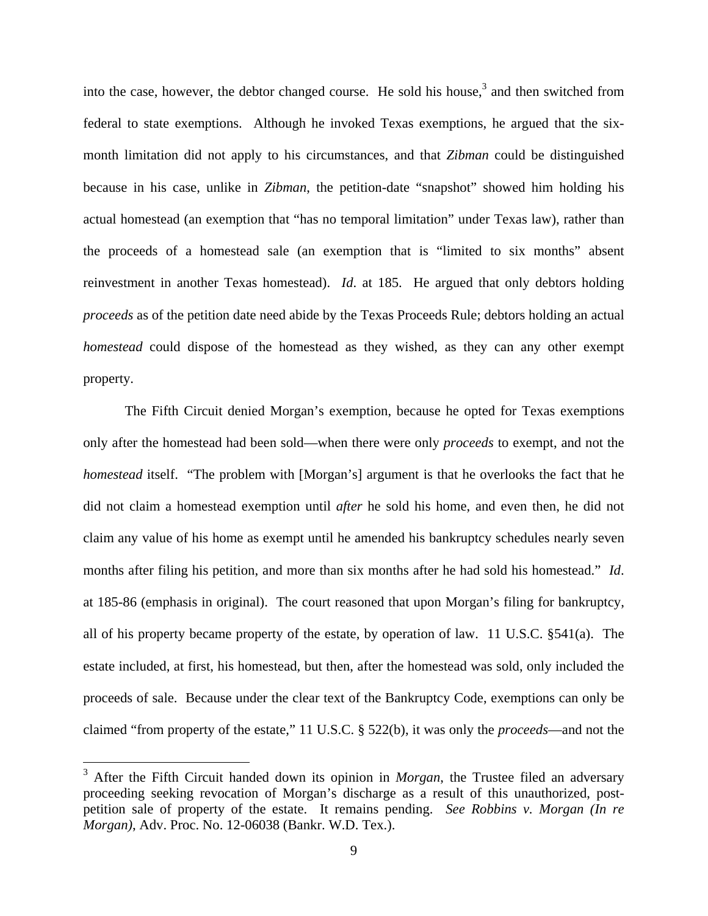into the case, however, the debtor changed course. He sold his house,[3] and then switched from federal to state exemptions. Although he invoked Texas exemptions, he argued that the six-month limitation did not apply to his circumstances, and that *Zibman* could be distinguished because in his case, unlike in *Zibman*, the petition-date "snapshot" showed him holding his actual homestead (an exemption that "has no temporal limitation" under Texas law), rather than the proceeds of a homestead sale (an exemption that is "limited to six months" absent reinvestment in another Texas homestead). *Id*. at 185. He argued that only debtors holding *proceeds* as of the petition date need abide by the Texas Proceeds Rule; debtors holding an actual *homestead* could dispose of the homestead as they wished, as they can any other exempt property.

The Fifth Circuit denied Morgan's exemption, because he opted for Texas exemptions only after the homestead had been sold—when there were only *proceeds* to exempt, and not the *homestead* itself. "The problem with [Morgan's] argument is that he overlooks the fact that he did not claim a homestead exemption until *after* he sold his home, and even then, he did not claim any value of his home as exempt until he amended his bankruptcy schedules nearly seven months after filing his petition, and more than six months after he had sold his homestead." *Id*. at 185-86 (emphasis in original). The court reasoned that upon Morgan's filing for bankruptcy, all of his property became property of the estate, by operation of law. 11 U.S.C. §541(a). The estate included, at first, his homestead, but then, after the homestead was sold, only included the proceeds of sale. Because under the clear text of the Bankruptcy Code, exemptions can only be claimed "from property of the estate," 11 U.S.C. § 522(b), it was only the *proceeds*—and not the

---

[3] After the Fifth Circuit handed down its opinion in *Morgan*, the Trustee filed an adversary proceeding seeking revocation of Morgan's discharge as a result of this unauthorized, post-petition sale of property of the estate. It remains pending. *See Robbins v. Morgan (In re Morgan)*, Adv. Proc. No. 12-06038 (Bankr. W.D. Tex.).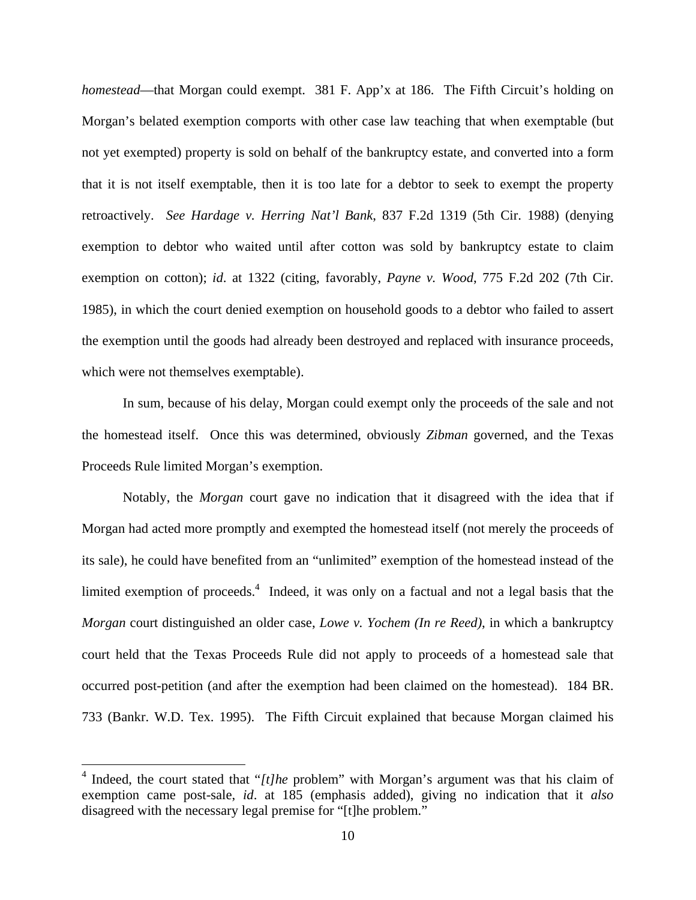*homestead*—that Morgan could exempt. 381 F. App'x at 186. The Fifth Circuit's holding on Morgan's belated exemption comports with other case law teaching that when exemptable (but not yet exempted) property is sold on behalf of the bankruptcy estate, and converted into a form that it is not itself exemptable, then it is too late for a debtor to seek to exempt the property retroactively. *See Hardage v. Herring Nat'l Bank*, 837 F.2d 1319 (5th Cir. 1988) (denying exemption to debtor who waited until after cotton was sold by bankruptcy estate to claim exemption on cotton); *id*. at 1322 (citing, favorably, *Payne v. Wood*, 775 F.2d 202 (7th Cir. 1985), in which the court denied exemption on household goods to a debtor who failed to assert the exemption until the goods had already been destroyed and replaced with insurance proceeds, which were not themselves exemptable).

In sum, because of his delay, Morgan could exempt only the proceeds of the sale and not the homestead itself. Once this was determined, obviously *Zibman* governed, and the Texas Proceeds Rule limited Morgan's exemption.

Notably, the *Morgan* court gave no indication that it disagreed with the idea that if Morgan had acted more promptly and exempted the homestead itself (not merely the proceeds of its sale), he could have benefited from an "unlimited" exemption of the homestead instead of the limited exemption of proceeds.[4] Indeed, it was only on a factual and not a legal basis that the *Morgan* court distinguished an older case, *Lowe v. Yochem (In re Reed)*, in which a bankruptcy court held that the Texas Proceeds Rule did not apply to proceeds of a homestead sale that occurred post-petition (and after the exemption had been claimed on the homestead). 184 BR. 733 (Bankr. W.D. Tex. 1995). The Fifth Circuit explained that because Morgan claimed his

[4] Indeed, the court stated that "*[t]he* problem" with Morgan's argument was that his claim of exemption came post-sale, *id*. at 185 (emphasis added), giving no indication that it *also* disagreed with the necessary legal premise for "[t]he problem."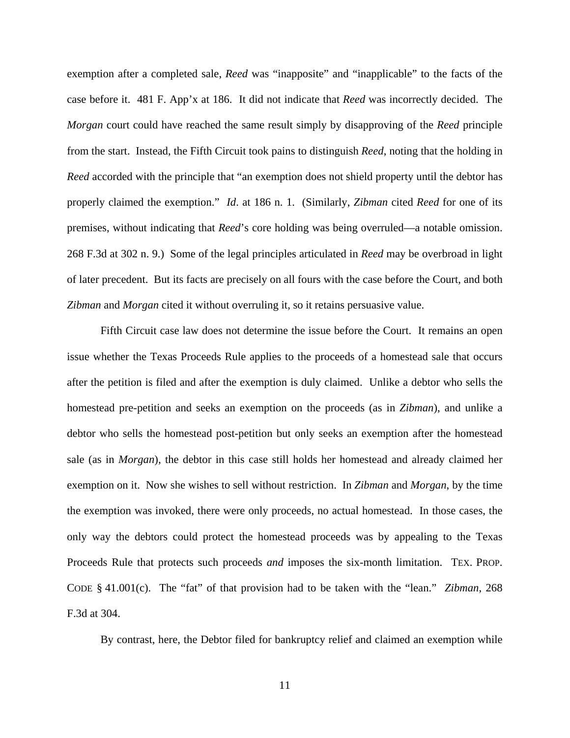exemption after a completed sale, *Reed* was "inapposite" and "inapplicable" to the facts of the case before it. 481 F. App'x at 186. It did not indicate that *Reed* was incorrectly decided. The *Morgan* court could have reached the same result simply by disapproving of the *Reed* principle from the start. Instead, the Fifth Circuit took pains to distinguish *Reed*, noting that the holding in *Reed* accorded with the principle that "an exemption does not shield property until the debtor has properly claimed the exemption." *Id*. at 186 n. 1. (Similarly, *Zibman* cited *Reed* for one of its premises, without indicating that *Reed*'s core holding was being overruled—a notable omission. 268 F.3d at 302 n. 9.) Some of the legal principles articulated in *Reed* may be overbroad in light of later precedent. But its facts are precisely on all fours with the case before the Court, and both *Zibman* and *Morgan* cited it without overruling it, so it retains persuasive value.

Fifth Circuit case law does not determine the issue before the Court. It remains an open issue whether the Texas Proceeds Rule applies to the proceeds of a homestead sale that occurs after the petition is filed and after the exemption is duly claimed. Unlike a debtor who sells the homestead pre-petition and seeks an exemption on the proceeds (as in *Zibman*), and unlike a debtor who sells the homestead post-petition but only seeks an exemption after the homestead sale (as in *Morgan*), the debtor in this case still holds her homestead and already claimed her exemption on it. Now she wishes to sell without restriction. In *Zibman* and *Morgan*, by the time the exemption was invoked, there were only proceeds, no actual homestead. In those cases, the only way the debtors could protect the homestead proceeds was by appealing to the Texas Proceeds Rule that protects such proceeds *and* imposes the six-month limitation. TEX. PROP. CODE § 41.001(c). The "fat" of that provision had to be taken with the "lean." *Zibman*, 268 F.3d at 304.

By contrast, here, the Debtor filed for bankruptcy relief and claimed an exemption while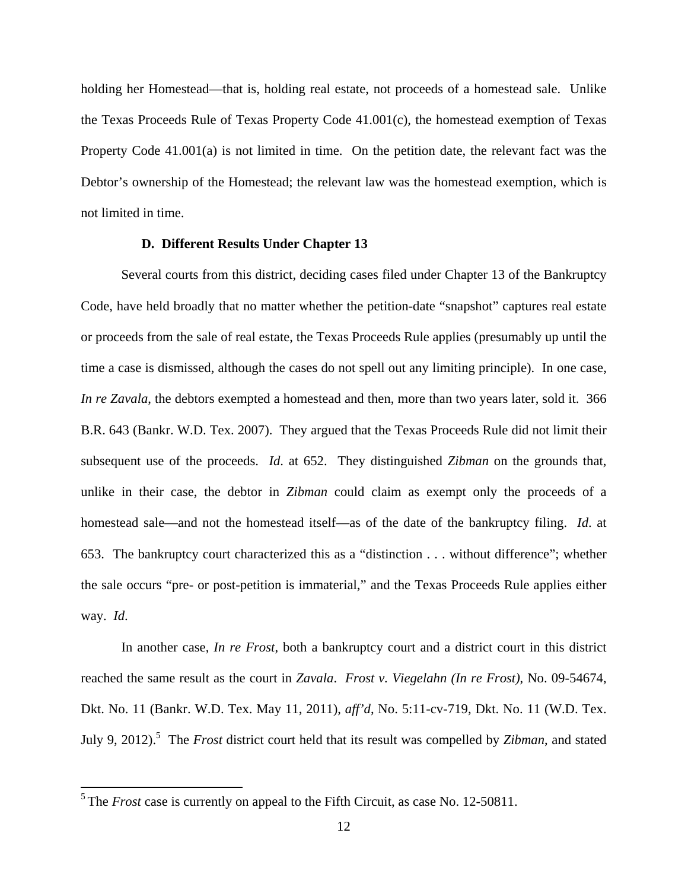holding her Homestead—that is, holding real estate, not proceeds of a homestead sale. Unlike the Texas Proceeds Rule of Texas Property Code 41.001(c), the homestead exemption of Texas Property Code 41.001(a) is not limited in time. On the petition date, the relevant fact was the Debtor's ownership of the Homestead; the relevant law was the homestead exemption, which is not limited in time.

### D. Different Results Under Chapter 13

Several courts from this district, deciding cases filed under Chapter 13 of the Bankruptcy Code, have held broadly that no matter whether the petition-date "snapshot" captures real estate or proceeds from the sale of real estate, the Texas Proceeds Rule applies (presumably up until the time a case is dismissed, although the cases do not spell out any limiting principle). In one case, *In re Zavala*, the debtors exempted a homestead and then, more than two years later, sold it. 366 B.R. 643 (Bankr. W.D. Tex. 2007). They argued that the Texas Proceeds Rule did not limit their subsequent use of the proceeds. *Id*. at 652. They distinguished *Zibman* on the grounds that, unlike in their case, the debtor in *Zibman* could claim as exempt only the proceeds of a homestead sale—and not the homestead itself—as of the date of the bankruptcy filing. *Id*. at 653. The bankruptcy court characterized this as a "distinction . . . without difference"; whether the sale occurs "pre- or post-petition is immaterial," and the Texas Proceeds Rule applies either way. *Id.*

In another case, *In re Frost*, both a bankruptcy court and a district court in this district reached the same result as the court in *Zavala*. *Frost v. Viegelahn (In re Frost)*, No. 09-54674, Dkt. No. 11 (Bankr. W.D. Tex. May 11, 2011), *aff'd*, No. 5:11-cv-719, Dkt. No. 11 (W.D. Tex. July 9, 2012).[5] The *Frost* district court held that its result was compelled by *Zibman*, and stated

[5] The *Frost* case is currently on appeal to the Fifth Circuit, as case No. 12-50811.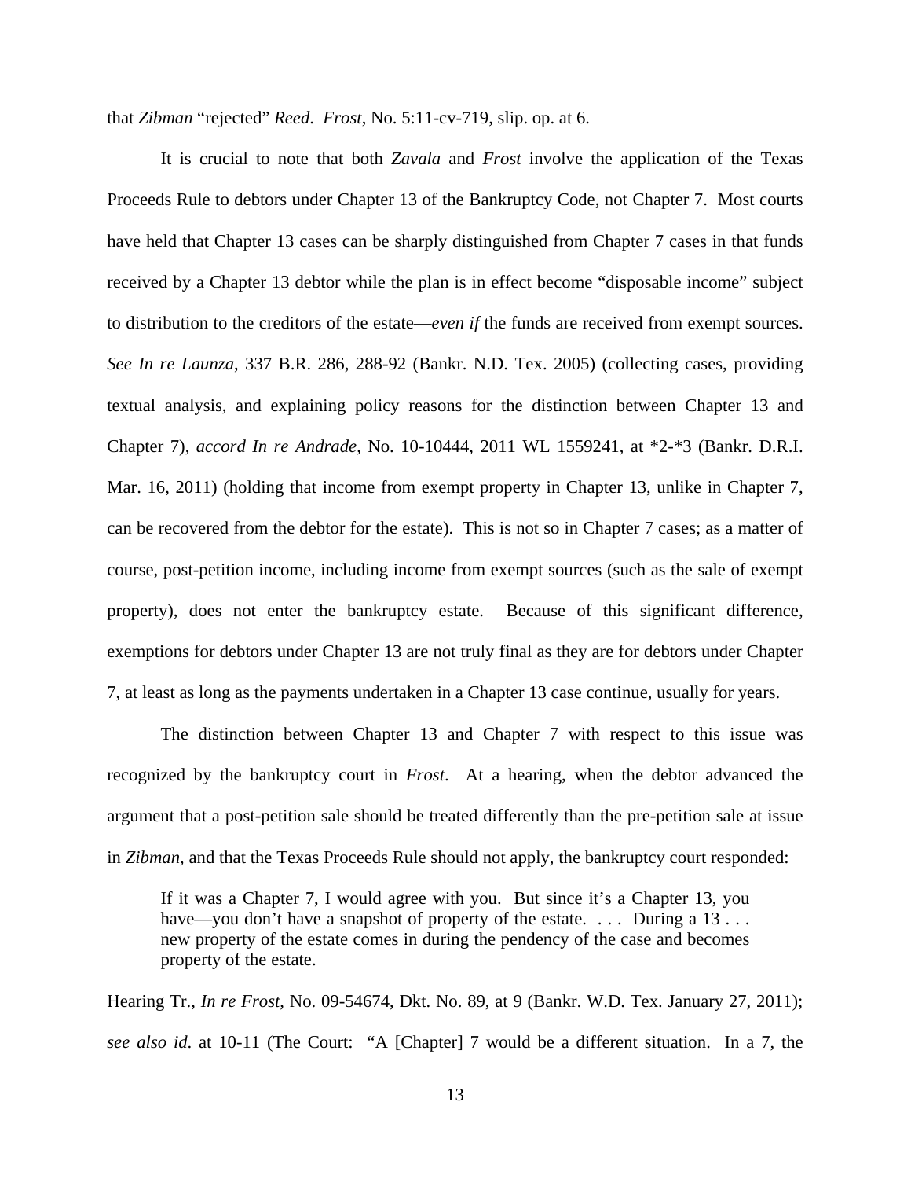that *Zibman* "rejected" *Reed*. *Frost*, No. 5:11-cv-719, slip. op. at 6.

It is crucial to note that both *Zavala* and *Frost* involve the application of the Texas Proceeds Rule to debtors under Chapter 13 of the Bankruptcy Code, not Chapter 7. Most courts have held that Chapter 13 cases can be sharply distinguished from Chapter 7 cases in that funds received by a Chapter 13 debtor while the plan is in effect become "disposable income" subject to distribution to the creditors of the estate—*even if* the funds are received from exempt sources. *See In re Launza*, 337 B.R. 286, 288-92 (Bankr. N.D. Tex. 2005) (collecting cases, providing textual analysis, and explaining policy reasons for the distinction between Chapter 13 and Chapter 7), *accord In re Andrade*, No. 10-10444, 2011 WL 1559241, at *2-*3 (Bankr. D.R.I. Mar. 16, 2011) (holding that income from exempt property in Chapter 13, unlike in Chapter 7, can be recovered from the debtor for the estate). This is not so in Chapter 7 cases; as a matter of course, post-petition income, including income from exempt sources (such as the sale of exempt property), does not enter the bankruptcy estate. Because of this significant difference, exemptions for debtors under Chapter 13 are not truly final as they are for debtors under Chapter 7, at least as long as the payments undertaken in a Chapter 13 case continue, usually for years.

The distinction between Chapter 13 and Chapter 7 with respect to this issue was recognized by the bankruptcy court in *Frost*. At a hearing, when the debtor advanced the argument that a post-petition sale should be treated differently than the pre-petition sale at issue in *Zibman*, and that the Texas Proceeds Rule should not apply, the bankruptcy court responded:

> If it was a Chapter 7, I would agree with you. But since it's a Chapter 13, you have—you don't have a snapshot of property of the estate. . . . During a 13 . . . new property of the estate comes in during the pendency of the case and becomes property of the estate.

Hearing Tr., *In re Frost*, No. 09-54674, Dkt. No. 89, at 9 (Bankr. W.D. Tex. January 27, 2011); *see also id*. at 10-11 (The Court: "A [Chapter] 7 would be a different situation. In a 7, the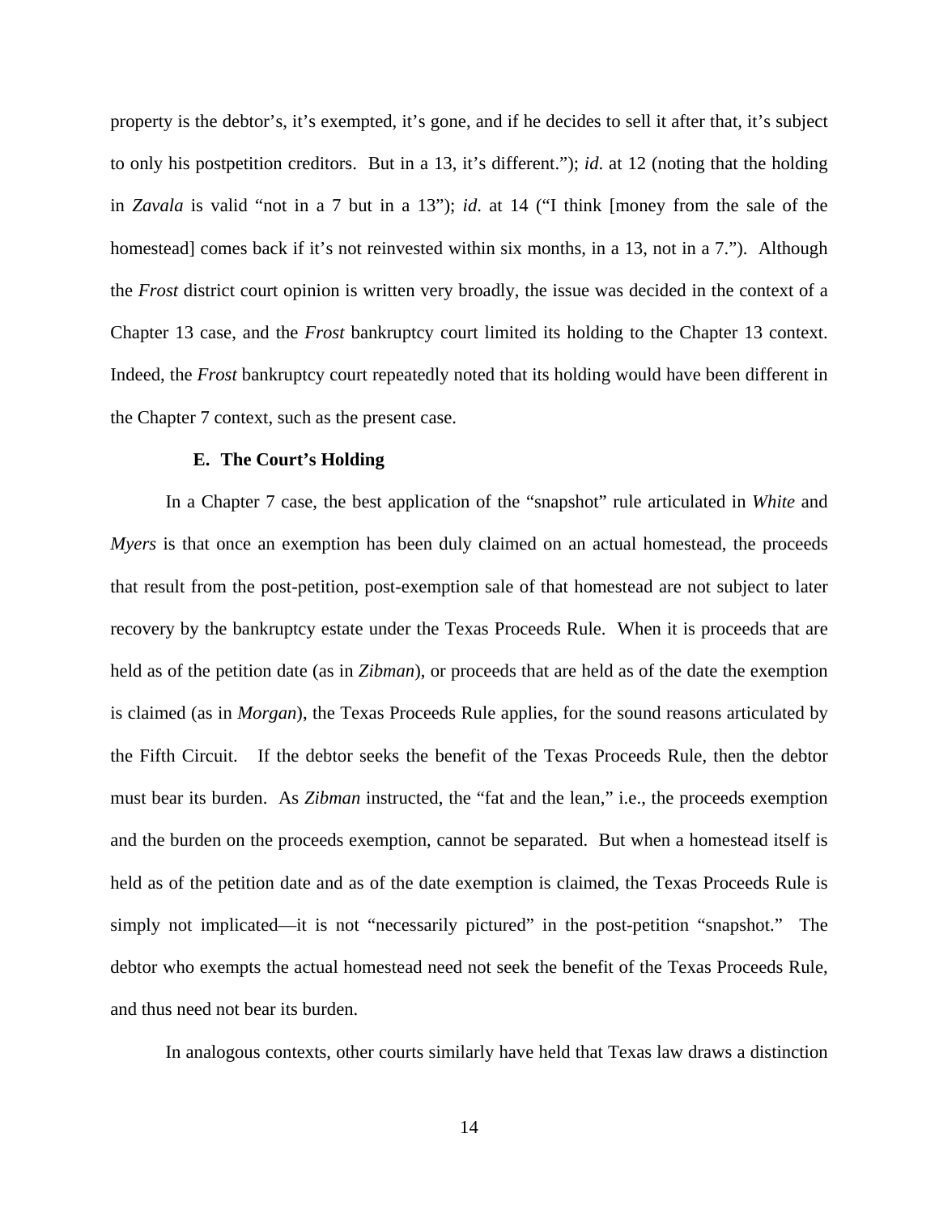property is the debtor's, it's exempted, it's gone, and if he decides to sell it after that, it's subject to only his postpetition creditors. But in a 13, it's different."); *id.* at 12 (noting that the holding in *Zavala* is valid "not in a 7 but in a 13"); *id.* at 14 ("I think [money from the sale of the homestead] comes back if it's not reinvested within six months, in a 13, not in a 7."). Although the *Frost* district court opinion is written very broadly, the issue was decided in the context of a Chapter 13 case, and the *Frost* bankruptcy court limited its holding to the Chapter 13 context. Indeed, the *Frost* bankruptcy court repeatedly noted that its holding would have been different in the Chapter 7 context, such as the present case.

### E. The Court's Holding

In a Chapter 7 case, the best application of the "snapshot" rule articulated in *White* and *Myers* is that once an exemption has been duly claimed on an actual homestead, the proceeds that result from the post-petition, post-exemption sale of that homestead are not subject to later recovery by the bankruptcy estate under the Texas Proceeds Rule. When it is proceeds that are held as of the petition date (as in *Zibman*), or proceeds that are held as of the date the exemption is claimed (as in *Morgan*), the Texas Proceeds Rule applies, for the sound reasons articulated by the Fifth Circuit. If the debtor seeks the benefit of the Texas Proceeds Rule, then the debtor must bear its burden. As *Zibman* instructed, the "fat and the lean," i.e., the proceeds exemption and the burden on the proceeds exemption, cannot be separated. But when a homestead itself is held as of the petition date and as of the date exemption is claimed, the Texas Proceeds Rule is simply not implicated—it is not "necessarily pictured" in the post-petition "snapshot." The debtor who exempts the actual homestead need not seek the benefit of the Texas Proceeds Rule, and thus need not bear its burden.

In analogous contexts, other courts similarly have held that Texas law draws a distinction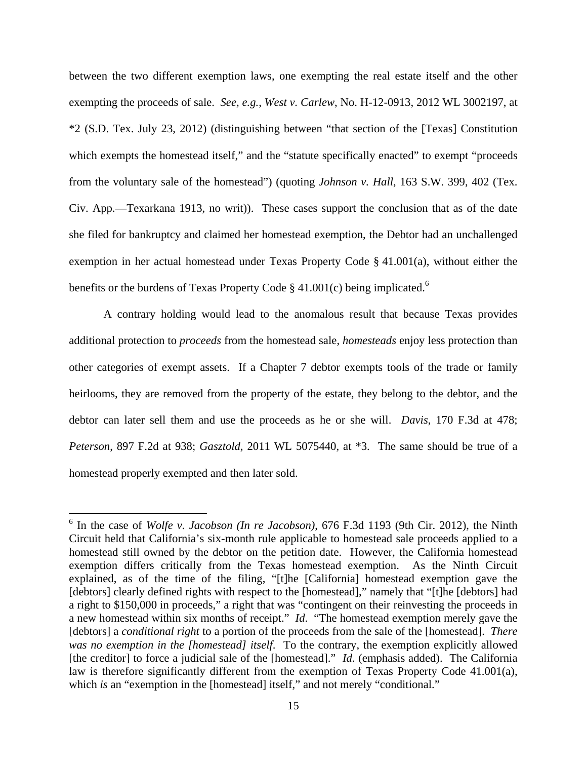between the two different exemption laws, one exempting the real estate itself and the other exempting the proceeds of sale. *See, e.g.*, *West v. Carlew*, No. H-12-0913, 2012 WL 3002197, at *2 (S.D. Tex. July 23, 2012) (distinguishing between "that section of the [Texas] Constitution which exempts the homestead itself," and the "statute specifically enacted" to exempt "proceeds from the voluntary sale of the homestead") (quoting *Johnson v. Hall*, 163 S.W. 399, 402 (Tex. Civ. App.—Texarkana 1913, no writ)). These cases support the conclusion that as of the date she filed for bankruptcy and claimed her homestead exemption, the Debtor had an unchallenged exemption in her actual homestead under Texas Property Code § 41.001(a), without either the benefits or the burdens of Texas Property Code § 41.001(c) being implicated.[6]

A contrary holding would lead to the anomalous result that because Texas provides additional protection to *proceeds* from the homestead sale, *homesteads* enjoy less protection than other categories of exempt assets. If a Chapter 7 debtor exempts tools of the trade or family heirlooms, they are removed from the property of the estate, they belong to the debtor, and the debtor can later sell them and use the proceeds as he or she will. *Davis*, 170 F.3d at 478; *Peterson*, 897 F.2d at 938; *Gasztold*, 2011 WL 5075440, at *3. The same should be true of a homestead properly exempted and then later sold.

[6] In the case of *Wolfe v. Jacobson (In re Jacobson)*, 676 F.3d 1193 (9th Cir. 2012), the Ninth Circuit held that California's six-month rule applicable to homestead sale proceeds applied to a homestead still owned by the debtor on the petition date. However, the California homestead exemption differs critically from the Texas homestead exemption. As the Ninth Circuit explained, as of the time of the filing, "[t]he [California] homestead exemption gave the [debtors] clearly defined rights with respect to the [homestead]," namely that "[t]he [debtors] had a right to $150,000 in proceeds," a right that was "contingent on their reinvesting the proceeds in a new homestead within six months of receipt." *Id.* "The homestead exemption merely gave the [debtors] a *conditional right* to a portion of the proceeds from the sale of the [homestead]. *There was no exemption in the [homestead] itself*. To the contrary, the exemption explicitly allowed [the creditor] to force a judicial sale of the [homestead]." *Id.* (emphasis added). The California law is therefore significantly different from the exemption of Texas Property Code 41.001(a), which *is* an "exemption in the [homestead] itself," and not merely "conditional."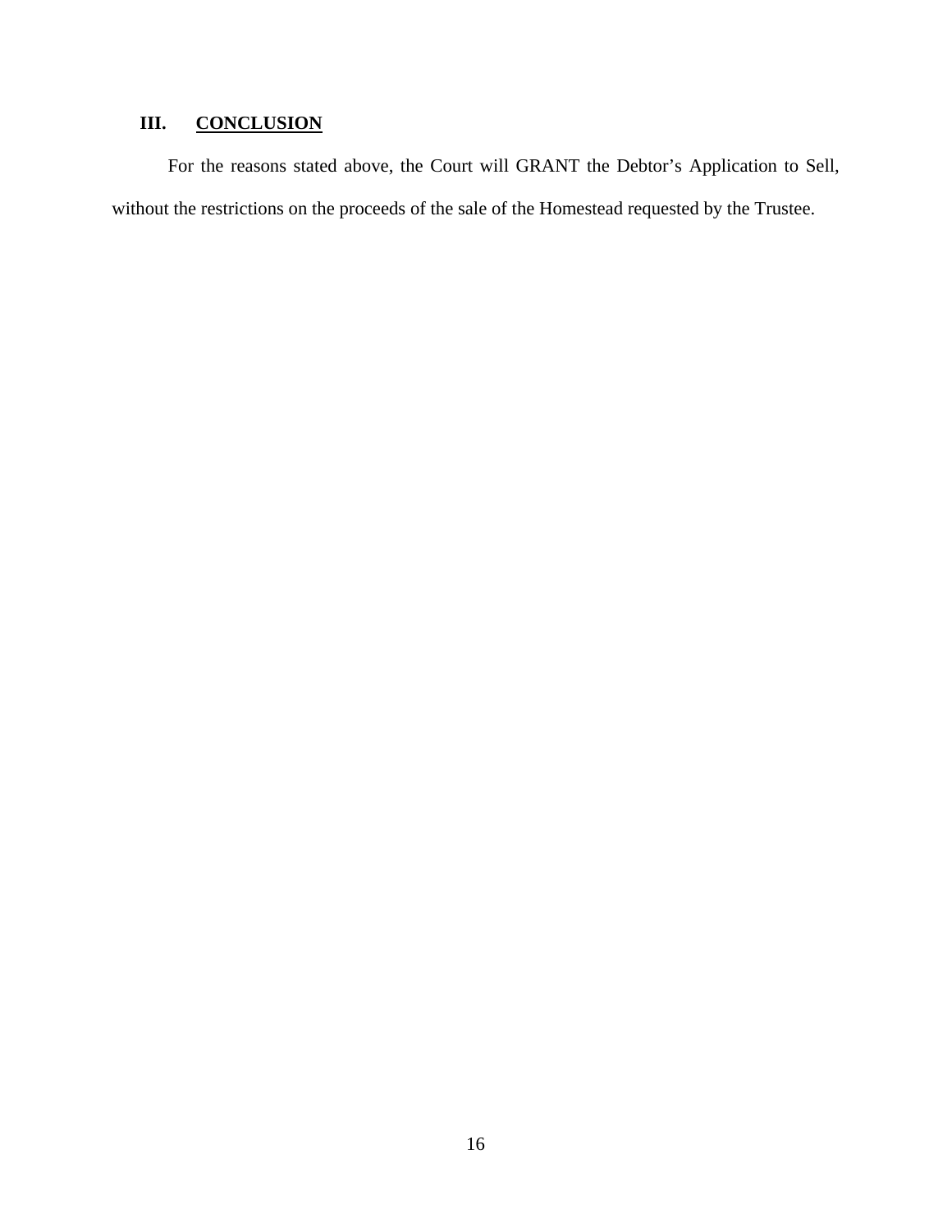## III. CONCLUSION

For the reasons stated above, the Court will GRANT the Debtor's Application to Sell, without the restrictions on the proceeds of the sale of the Homestead requested by the Trustee.